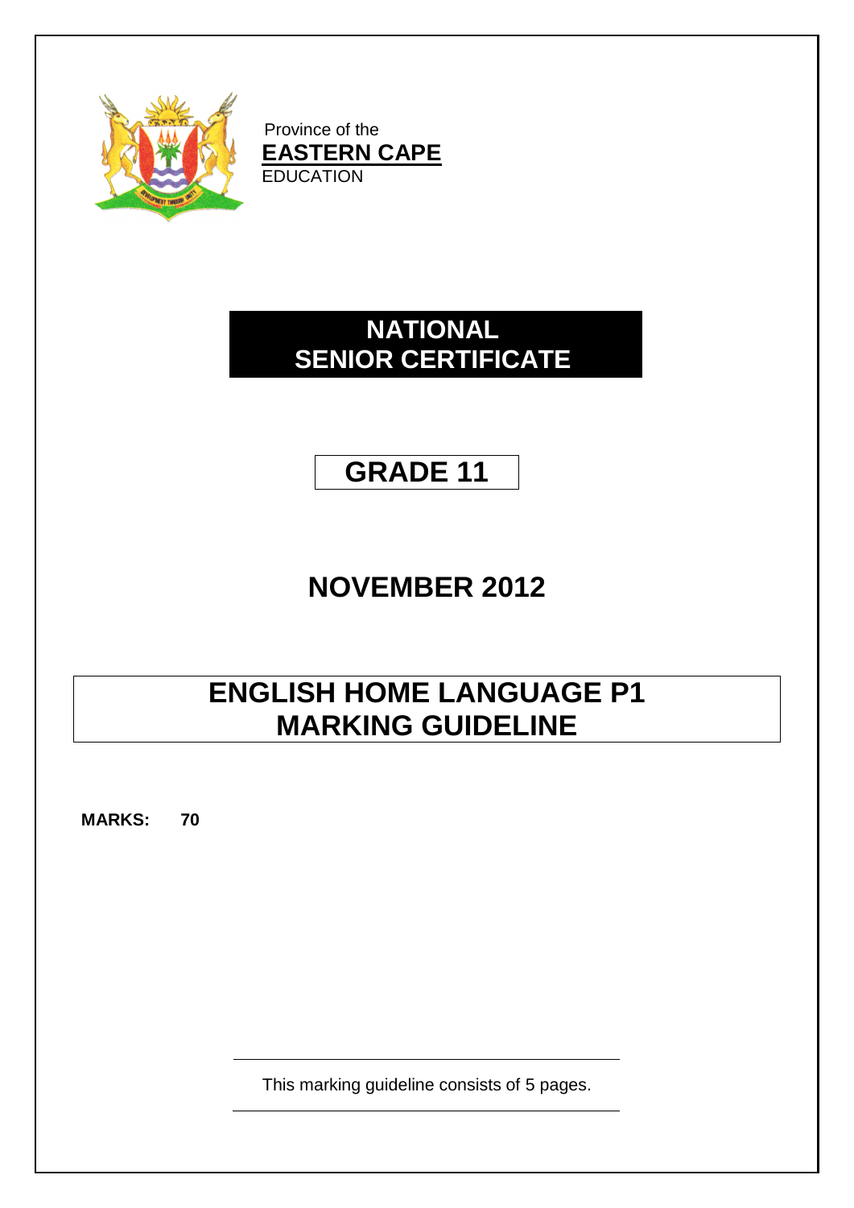Province of the
**EASTERN CAPE**
EDUCATION

# NATIONAL SENIOR CERTIFICATE

# GRADE 11

# NOVEMBER 2012

# ENGLISH HOME LANGUAGE P1 MARKING GUIDELINE

**MARKS: 70**

This marking guideline consists of 5 pages.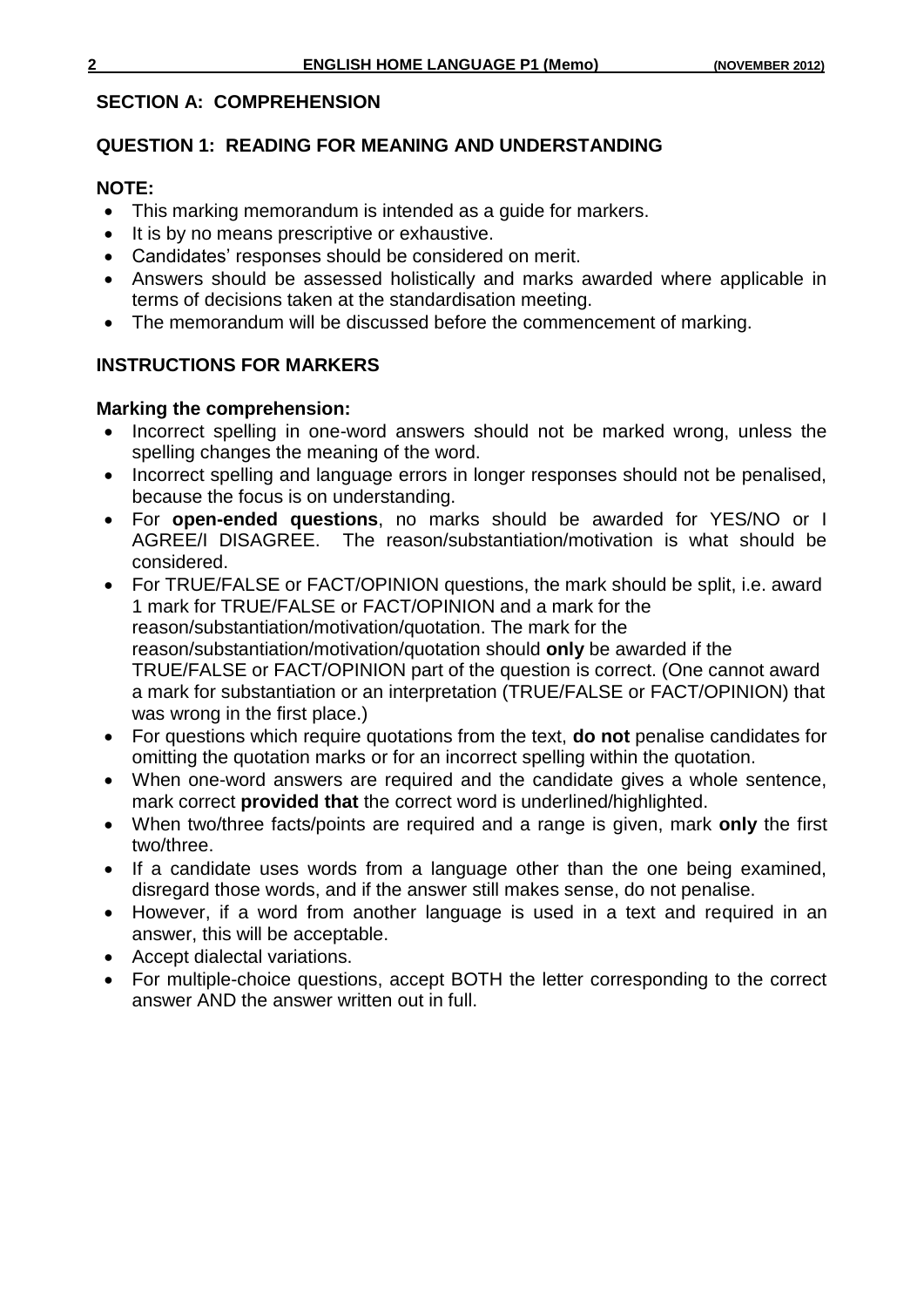## SECTION A: COMPREHENSION

### QUESTION 1: READING FOR MEANING AND UNDERSTANDING

**NOTE:**

- This marking memorandum is intended as a guide for markers.
- It is by no means prescriptive or exhaustive.
- Candidates' responses should be considered on merit.
- Answers should be assessed holistically and marks awarded where applicable in terms of decisions taken at the standardisation meeting.
- The memorandum will be discussed before the commencement of marking.

### INSTRUCTIONS FOR MARKERS

**Marking the comprehension:**

- Incorrect spelling in one-word answers should not be marked wrong, unless the spelling changes the meaning of the word.
- Incorrect spelling and language errors in longer responses should not be penalised, because the focus is on understanding.
- For **open-ended questions**, no marks should be awarded for YES/NO or I AGREE/I DISAGREE. The reason/substantiation/motivation is what should be considered.
- For TRUE/FALSE or FACT/OPINION questions, the mark should be split, i.e. award 1 mark for TRUE/FALSE or FACT/OPINION and a mark for the reason/substantiation/motivation/quotation. The mark for the reason/substantiation/motivation/quotation should **only** be awarded if the TRUE/FALSE or FACT/OPINION part of the question is correct. (One cannot award a mark for substantiation or an interpretation (TRUE/FALSE or FACT/OPINION) that was wrong in the first place.)
- For questions which require quotations from the text, **do not** penalise candidates for omitting the quotation marks or for an incorrect spelling within the quotation.
- When one-word answers are required and the candidate gives a whole sentence, mark correct **provided that** the correct word is underlined/highlighted.
- When two/three facts/points are required and a range is given, mark **only** the first two/three.
- If a candidate uses words from a language other than the one being examined, disregard those words, and if the answer still makes sense, do not penalise.
- However, if a word from another language is used in a text and required in an answer, this will be acceptable.
- Accept dialectal variations.
- For multiple-choice questions, accept BOTH the letter corresponding to the correct answer AND the answer written out in full.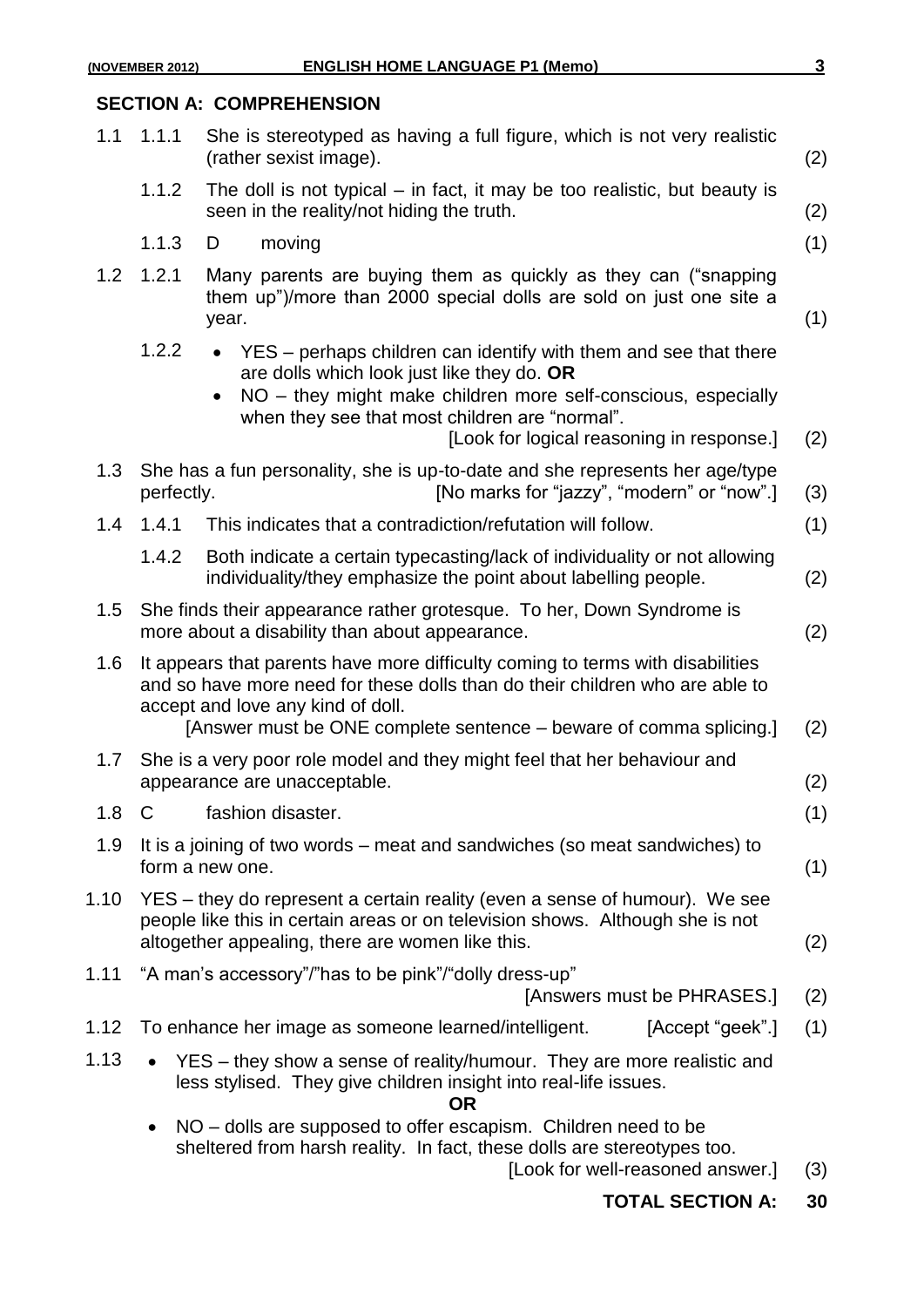## SECTION A: COMPREHENSION

| | | | |
|---|---|---|---|
| 1.1 | 1.1.1 | She is stereotyped as having a full figure, which is not very realistic (rather sexist image). | (2) |
| | 1.1.2 | The doll is not typical – in fact, it may be too realistic, but beauty is seen in the reality/not hiding the truth. | (2) |
| | 1.1.3 | D moving | (1) |
| 1.2 | 1.2.1 | Many parents are buying them as quickly as they can ("snapping them up")/more than 2000 special dolls are sold on just one site a year. | (1) |
| | 1.2.2 | • YES – perhaps children can identify with them and see that there are dolls which look just like they do. **OR**<br>• NO – they might make children more self-conscious, especially when they see that most children are "normal".<br>[Look for logical reasoning in response.] | (2) |
| 1.3 | | She has a fun personality, she is up-to-date and she represents her age/type perfectly. [No marks for "jazzy", "modern" or "now".] | (3) |
| 1.4 | 1.4.1 | This indicates that a contradiction/refutation will follow. | (1) |
| | 1.4.2 | Both indicate a certain typecasting/lack of individuality or not allowing individuality/they emphasize the point about labelling people. | (2) |
| 1.5 | | She finds their appearance rather grotesque. To her, Down Syndrome is more about a disability than about appearance. | (2) |
| 1.6 | | It appears that parents have more difficulty coming to terms with disabilities and so have more need for these dolls than do their children who are able to accept and love any kind of doll.<br>[Answer must be ONE complete sentence – beware of comma splicing.] | (2) |
| 1.7 | | She is a very poor role model and they might feel that her behaviour and appearance are unacceptable. | (2) |
| 1.8 | | C fashion disaster. | (1) |
| 1.9 | | It is a joining of two words – meat and sandwiches (so meat sandwiches) to form a new one. | (1) |
| 1.10 | | YES – they do represent a certain reality (even a sense of humour). We see people like this in certain areas or on television shows. Although she is not altogether appealing, there are women like this. | (2) |
| 1.11 | | "A man's accessory"/"has to be pink"/"dolly dress-up"<br>[Answers must be PHRASES.] | (2) |
| 1.12 | | To enhance her image as someone learned/intelligent. [Accept "geek".] | (1) |
| 1.13 | | • YES – they show a sense of reality/humour. They are more realistic and less stylised. They give children insight into real-life issues.<br>**OR**<br>• NO – dolls are supposed to offer escapism. Children need to be sheltered from harsh reality. In fact, these dolls are stereotypes too.<br>[Look for well-reasoned answer.] | (3) |

**TOTAL SECTION A: 30**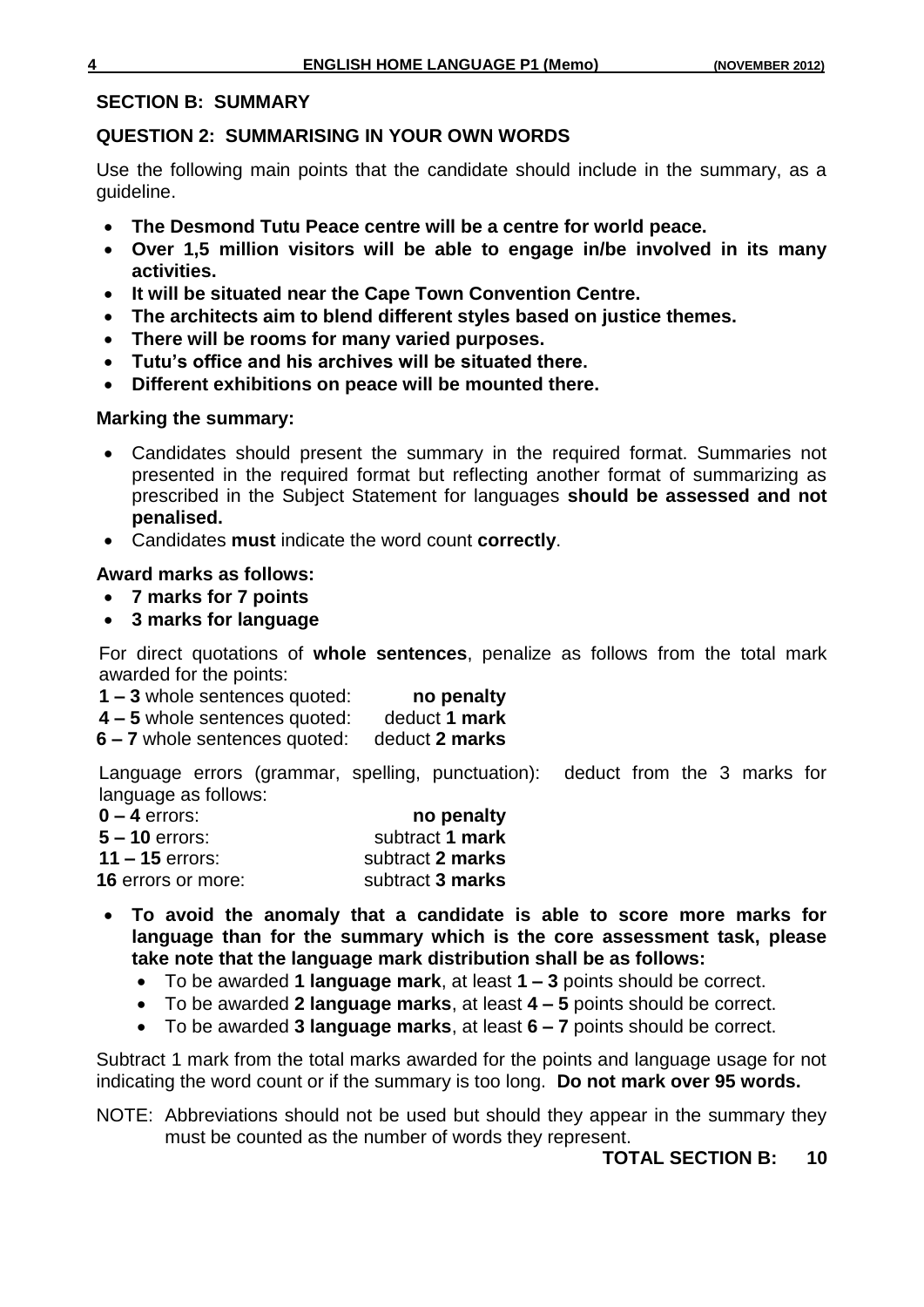## SECTION B: SUMMARY

### QUESTION 2: SUMMARISING IN YOUR OWN WORDS

Use the following main points that the candidate should include in the summary, as a guideline.

- **The Desmond Tutu Peace centre will be a centre for world peace.**
- **Over 1,5 million visitors will be able to engage in/be involved in its many activities.**
- **It will be situated near the Cape Town Convention Centre.**
- **The architects aim to blend different styles based on justice themes.**
- **There will be rooms for many varied purposes.**
- **Tutu's office and his archives will be situated there.**
- **Different exhibitions on peace will be mounted there.**

**Marking the summary:**

- Candidates should present the summary in the required format. Summaries not presented in the required format but reflecting another format of summarizing as prescribed in the Subject Statement for languages **should be assessed and not penalised.**
- Candidates **must** indicate the word count **correctly**.

**Award marks as follows:**

- **7 marks for 7 points**
- **3 marks for language**

For direct quotations of **whole sentences**, penalize as follows from the total mark awarded for the points:

| | |
|---|---|
| **1 – 3** whole sentences quoted: | **no penalty** |
| **4 – 5** whole sentences quoted: | deduct **1 mark** |
| **6 – 7** whole sentences quoted: | deduct **2 marks** |

Language errors (grammar, spelling, punctuation): deduct from the 3 marks for language as follows:

| | |
|---|---|
| **0 – 4** errors: | **no penalty** |
| **5 – 10** errors: | subtract **1 mark** |
| **11 – 15** errors: | subtract **2 marks** |
| **16** errors or more: | subtract **3 marks** |

- **To avoid the anomaly that a candidate is able to score more marks for language than for the summary which is the core assessment task, please take note that the language mark distribution shall be as follows:**
  - To be awarded **1 language mark**, at least **1 – 3** points should be correct.
  - To be awarded **2 language marks**, at least **4 – 5** points should be correct.
  - To be awarded **3 language marks**, at least **6 – 7** points should be correct.

Subtract 1 mark from the total marks awarded for the points and language usage for not indicating the word count or if the summary is too long. **Do not mark over 95 words.**

NOTE: Abbreviations should not be used but should they appear in the summary they must be counted as the number of words they represent.

**TOTAL SECTION B: 10**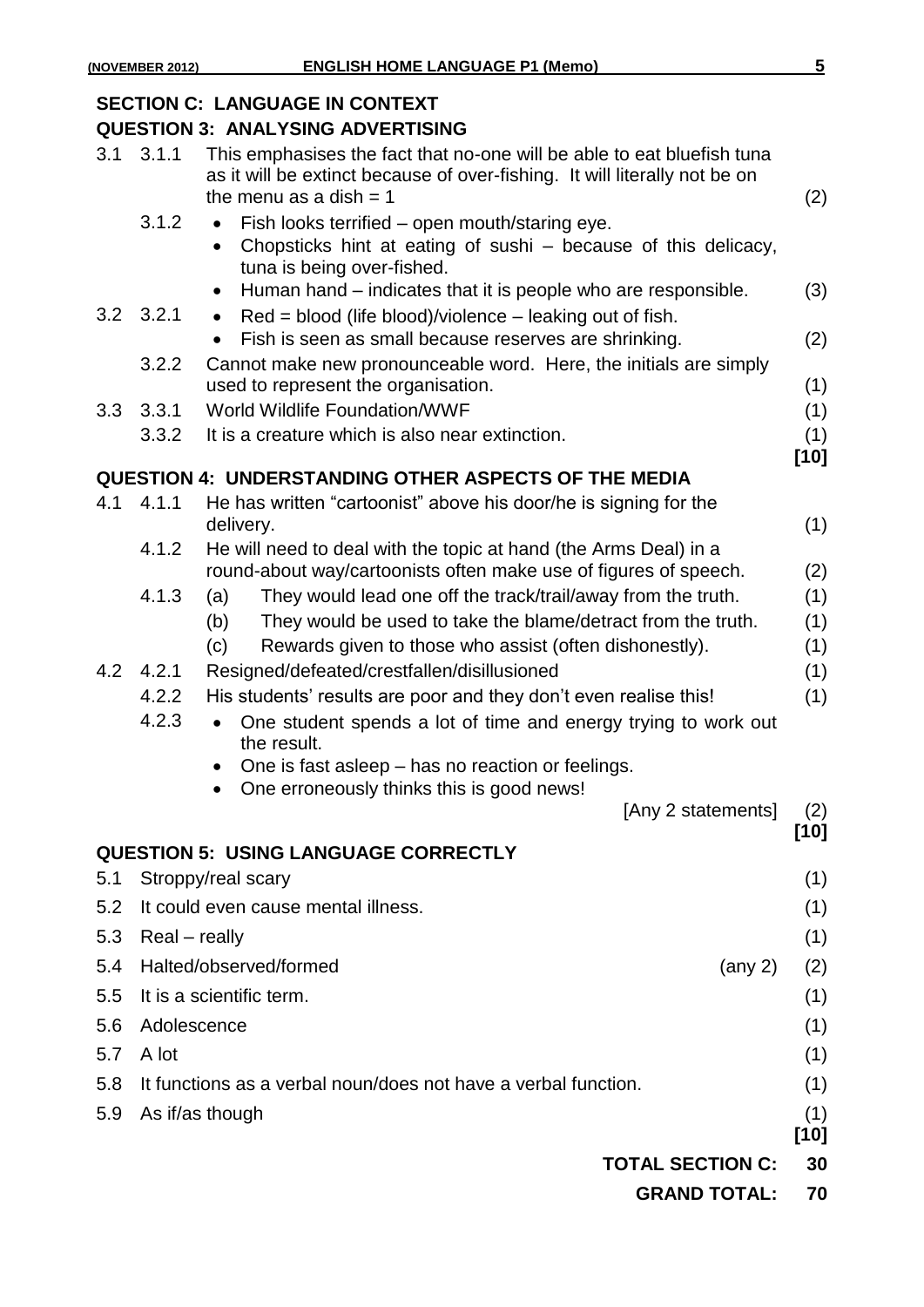## SECTION C: LANGUAGE IN CONTEXT

### QUESTION 3: ANALYSING ADVERTISING

| | | | |
|---|---|---|---|
| 3.1 | 3.1.1 | This emphasises the fact that no-one will be able to eat bluefish tuna as it will be extinct because of over-fishing. It will literally not be on the menu as a dish = 1 | (2) |
| | 3.1.2 | • Fish looks terrified – open mouth/staring eye.<br>• Chopsticks hint at eating of sushi – because of this delicacy, tuna is being over-fished.<br>• Human hand – indicates that it is people who are responsible. | (3) |
| 3.2 | 3.2.1 | • Red = blood (life blood)/violence – leaking out of fish.<br>• Fish is seen as small because reserves are shrinking. | (2) |
| | 3.2.2 | Cannot make new pronounceable word. Here, the initials are simply used to represent the organisation. | (1) |
| 3.3 | 3.3.1 | World Wildlife Foundation/WWF | (1) |
| | 3.3.2 | It is a creature which is also near extinction. | (1) |
| | | | **[10]** |

### QUESTION 4: UNDERSTANDING OTHER ASPECTS OF THE MEDIA

| | | | |
|---|---|---|---|
| 4.1 | 4.1.1 | He has written "cartoonist" above his door/he is signing for the delivery. | (1) |
| | 4.1.2 | He will need to deal with the topic at hand (the Arms Deal) in a round-about way/cartoonists often make use of figures of speech. | (2) |
| | 4.1.3 | (a) They would lead one off the track/trail/away from the truth. | (1) |
| | | (b) They would be used to take the blame/detract from the truth. | (1) |
| | | (c) Rewards given to those who assist (often dishonestly). | (1) |
| 4.2 | 4.2.1 | Resigned/defeated/crestfallen/disillusioned | (1) |
| | 4.2.2 | His students' results are poor and they don't even realise this! | (1) |
| | 4.2.3 | • One student spends a lot of time and energy trying to work out the result.<br>• One is fast asleep – has no reaction or feelings.<br>• One erroneously thinks this is good news!<br>[Any 2 statements] | (2) |
| | | | **[10]** |

### QUESTION 5: USING LANGUAGE CORRECTLY

| | | |
|---|---|---|
| 5.1 | Stroppy/real scary | (1) |
| 5.2 | It could even cause mental illness. | (1) |
| 5.3 | Real – really | (1) |
| 5.4 | Halted/observed/formed (any 2) | (2) |
| 5.5 | It is a scientific term. | (1) |
| 5.6 | Adolescence | (1) |
| 5.7 | A lot | (1) |
| 5.8 | It functions as a verbal noun/does not have a verbal function. | (1) |
| 5.9 | As if/as though | (1) |
| | | **[10]** |

**TOTAL SECTION C: 30**

**GRAND TOTAL: 70**